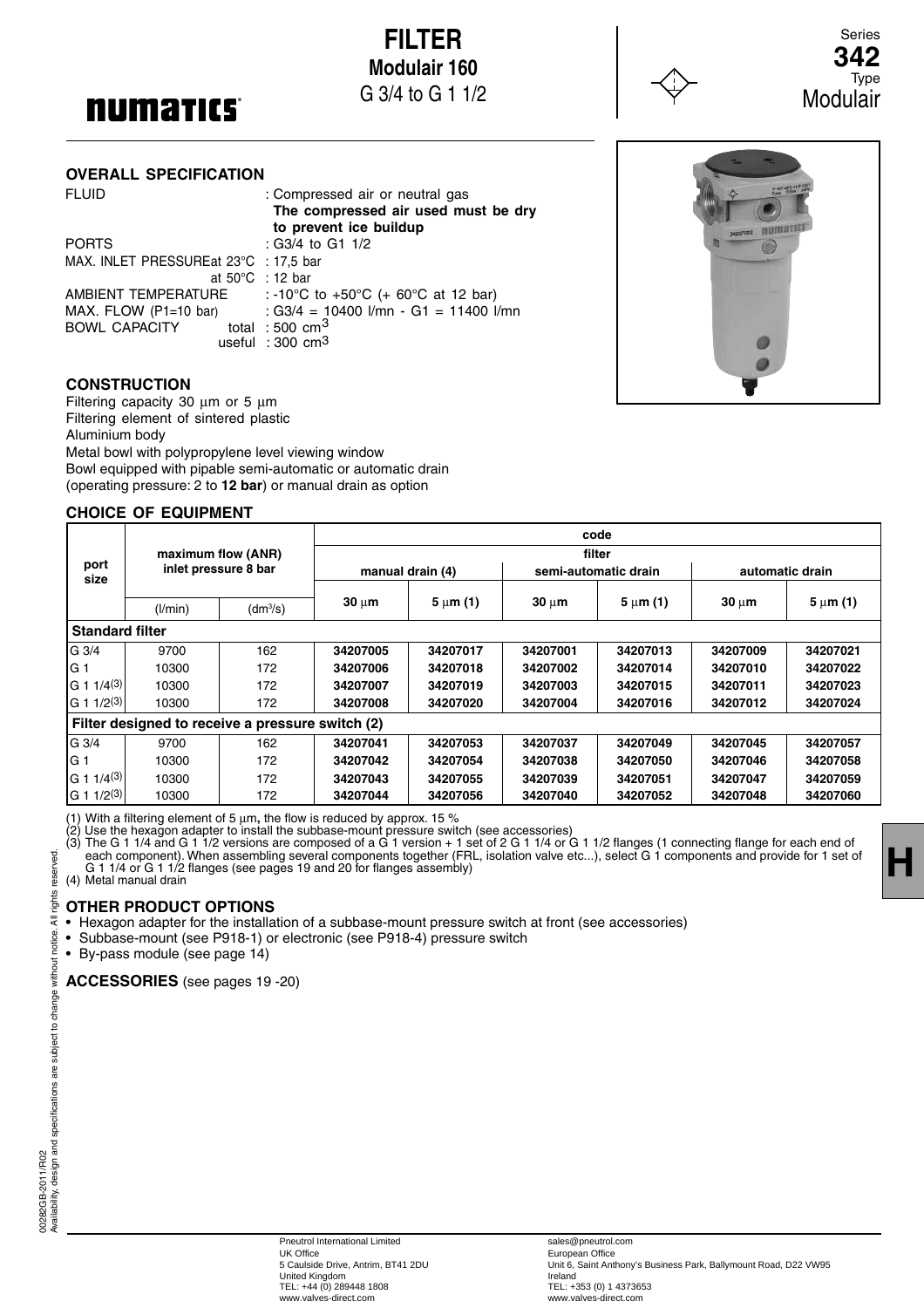# FILTER

## Modulair 160

G 3/4 to G 1 1/2

Series **342** Type Modulair

**numatics**

## OVERALL SPECIFICATION

| | |
|---|---|
| FLUID | : Compressed air or neutral gas **The compressed air used must be dry to prevent ice buildup** |
| PORTS | : G3/4 to G1 1/2 |
| MAX. INLET PRESSURE at 23°C | : 17,5 bar |
| at 50°C | : 12 bar |
| AMBIENT TEMPERATURE | : -10°C to +50°C (+ 60°C at 12 bar) |
| MAX. FLOW (P1=10 bar) | : G3/4 = 10400 l/mn - G1 = 11400 l/mn |
| BOWL CAPACITY total | : 500 cm$^3$ |
| useful | : 300 cm$^3$ |

## CONSTRUCTION

Filtering capacity 30 µm or 5 µm
Filtering element of sintered plastic
Aluminium body
Metal bowl with polypropylene level viewing window
Bowl equipped with pipable semi-automatic or automatic drain (operating pressure: 2 to **12 bar**) or manual drain as option

## CHOICE OF EQUIPMENT

| port size | maximum flow (ANR) inlet pressure 8 bar | | code | | | | | |
|---|---|---|---|---|---|---|---|---|
| | | | filter | | | | | |
| | | | manual drain (4) | | semi-automatic drain | | automatic drain | |
| | (l/min) | (dm³/s) | 30 µm | 5 µm (1) | 30 µm | 5 µm (1) | 30 µm | 5 µm (1) |
| **Standard filter** | | | | | | | | |
| G 3/4 | 9700 | 162 | **34207005** | **34207017** | **34207001** | **34207013** | **34207009** | **34207021** |
| G 1 | 10300 | 172 | **34207006** | **34207018** | **34207002** | **34207014** | **34207010** | **34207022** |
| G 1 1/4(3) | 10300 | 172 | **34207007** | **34207019** | **34207003** | **34207015** | **34207011** | **34207023** |
| G 1 1/2(3) | 10300 | 172 | **34207008** | **34207020** | **34207004** | **34207016** | **34207012** | **34207024** |
| **Filter designed to receive a pressure switch (2)** | | | | | | | | |
| G 3/4 | 9700 | 162 | **34207041** | **34207053** | **34207037** | **34207049** | **34207045** | **34207057** |
| G 1 | 10300 | 172 | **34207042** | **34207054** | **34207038** | **34207050** | **34207046** | **34207058** |
| G 1 1/4(3) | 10300 | 172 | **34207043** | **34207055** | **34207039** | **34207051** | **34207047** | **34207059** |
| G 1 1/2(3) | 10300 | 172 | **34207044** | **34207056** | **34207040** | **34207052** | **34207048** | **34207060** |

(1) With a filtering element of 5 µm, the flow is reduced by approx. 15 %
(2) Use the hexagon adapter to install the subbase-mount pressure switch (see accessories)
(3) The G 1 1/4 and G 1 1/2 versions are composed of a G 1 version + 1 set of 2 G 1 1/4 or G 1 1/2 flanges (1 connecting flange for each end of each component). When assembling several components together (FRL, isolation valve etc...), select G 1 components and provide for 1 set of G 1 1/4 or G 1 1/2 flanges (see pages 19 and 20 for flanges assembly)
(4) Metal manual drain

## OTHER PRODUCT OPTIONS

- Hexagon adapter for the installation of a subbase-mount pressure switch at front (see accessories)
- Subbase-mount (see P918-1) or electronic (see P918-4) pressure switch
- By-pass module (see page 14)

**ACCESSORIES** (see pages 19 -20)

H

00282GB-2011/R02
Availability, design and specifications are subject to change without notice. All rights reserved.

Pneutrol International Limited
UK Office
5 Caulside Drive, Antrim, BT41 2DU
United Kingdom
TEL: +44 (0) 289448 1808
www.valves-direct.com

sales@pneutrol.com
European Office
Unit 6, Saint Anthony's Business Park, Ballymount Road, D22 VW95
Ireland
TEL: +353 (0) 1 4373653
www.valves-direct.com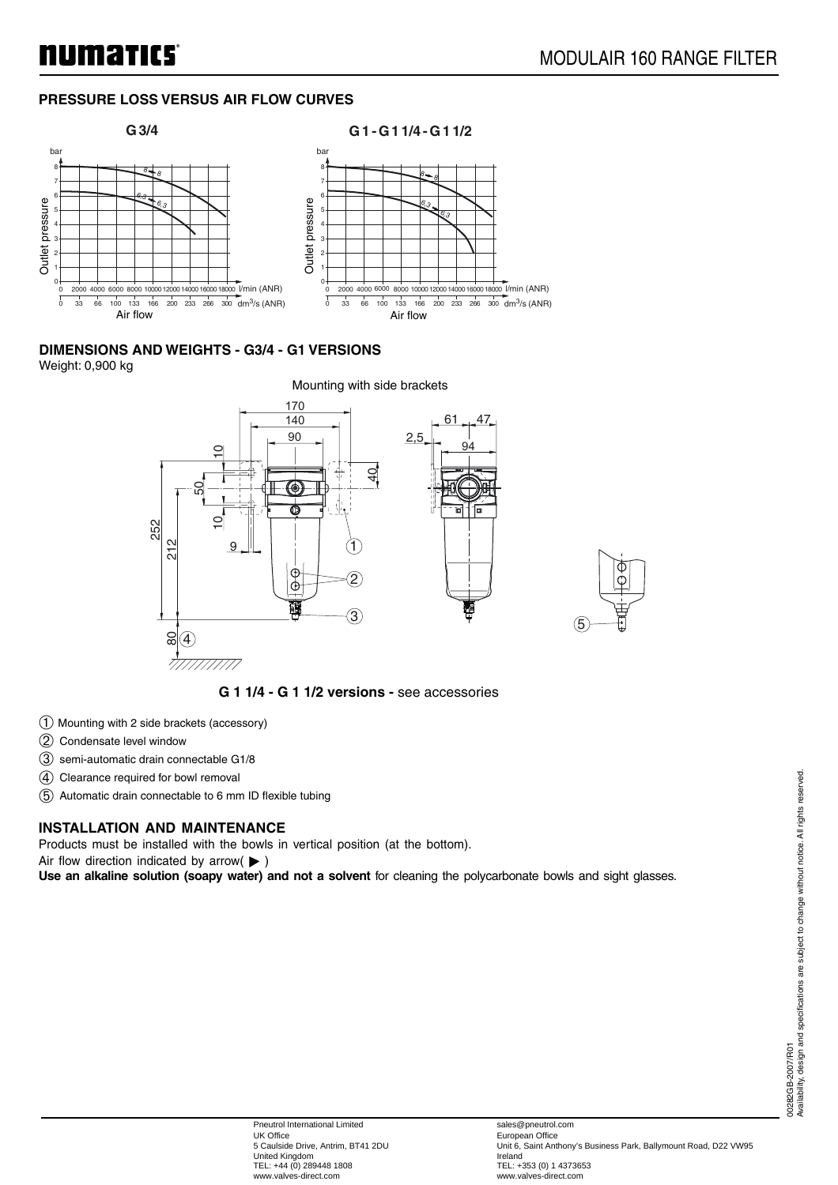## PRESSURE LOSS VERSUS AIR FLOW CURVES

**G 3/4**

bar
8
7
6
5
4
3
2
1
0
Outlet pressure
8 8
6,3 6,3
0 2000 4000 6000 8000 10000 12000 14000 16000 18000 l/min (ANR)
0 33 66 100 133 166 200 233 266 300 $dm^3/s$ (ANR)
Air flow

**G 1 - G 1 1/4 - G 1 1/2**

bar
8
7
6
5
4
3
2
1
0
Outlet pressure
8 8
6,3 6,3
0 2000 4000 6000 8000 10000 12000 14000 16000 18000 l/min (ANR)
0 33 66 100 133 166 200 233 266 300 $dm^3/s$ (ANR)
Air flow

## DIMENSIONS AND WEIGHTS - G3/4 - G1 VERSIONS

Weight: 0,900 kg

Mounting with side brackets

170
140
90
10
50
10
40
252
212
9
80
61
47
2,5
94
1
2
3
4
5

**G 1 1/4 - G 1 1/2 versions -** see accessories

1. Mounting with 2 side brackets (accessory)
2. Condensate level window
3. semi-automatic drain connectable G1/8
4. Clearance required for bowl removal
5. Automatic drain connectable to 6 mm ID flexible tubing

## INSTALLATION AND MAINTENANCE

Products must be installed with the bowls in vertical position (at the bottom).
Air flow direction indicated by arrow( ▶ )
**Use an alkaline solution (soapy water) and not a solvent** for cleaning the polycarbonate bowls and sight glasses.

Pneutrol International Limited
UK Office
5 Caulside Drive, Antrim, BT41 2DU
United Kingdom
TEL: +44 (0) 289448 1808
www.valves-direct.com

sales@pneutrol.com
European Office
Unit 6, Saint Anthony's Business Park, Ballymount Road, D22 VW95
Ireland
TEL: +353 (0) 1 4373653
www.valves-direct.com

00282GB-2007/R01
Availability, design and specifications are subject to change without notice. All rights reserved.